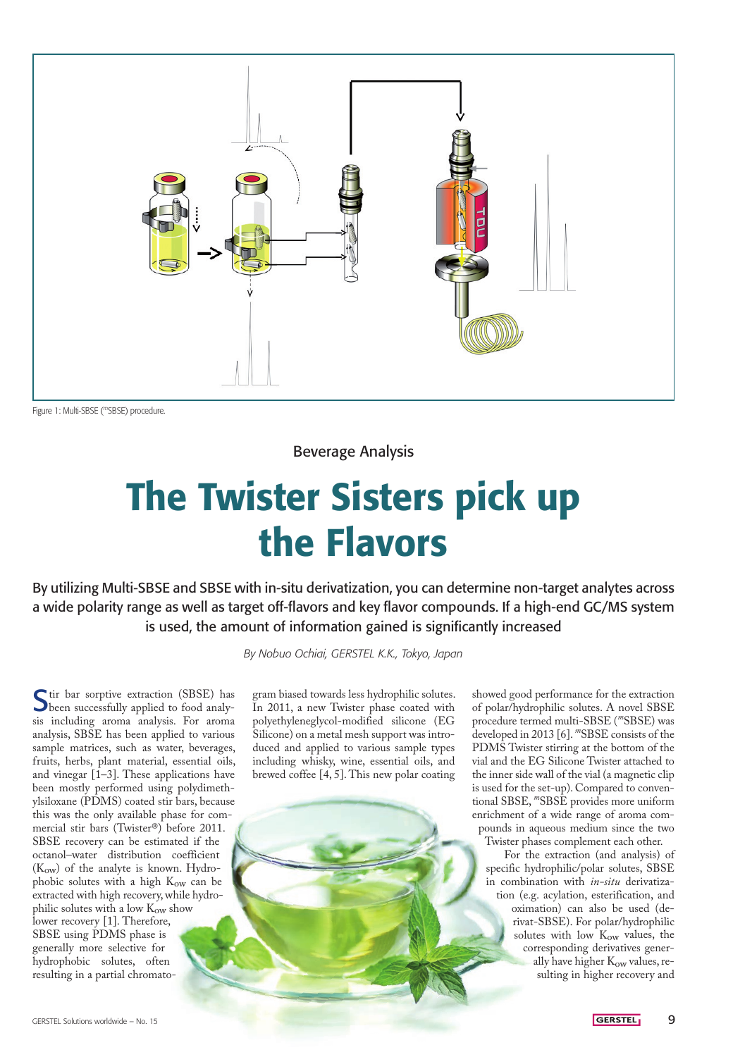Figure 1: Multi-SBSE ($^{m}$SBSE) procedure.

Beverage Analysis

# The Twister Sisters pick up the Flavors

**By utilizing Multi-SBSE and SBSE with in-situ derivatization, you can determine non-target analytes across a wide polarity range as well as target off-flavors and key flavor compounds. If a high-end GC/MS system is used, the amount of information gained is significantly increased**

*By Nobuo Ochiai, GERSTEL K.K., Tokyo, Japan*

Stir bar sorptive extraction (SBSE) has been successfully applied to food analysis including aroma analysis. For aroma analysis, SBSE has been applied to various sample matrices, such as water, beverages, fruits, herbs, plant material, essential oils, and vinegar [1–3]. These applications have been mostly performed using polydimethylsiloxane (PDMS) coated stir bars, because this was the only available phase for commercial stir bars (Twister®) before 2011. SBSE recovery can be estimated if the octanol–water distribution coefficient ($K_{OW}$) of the analyte is known. Hydrophobic solutes with a high $K_{OW}$ can be extracted with high recovery, while hydrophilic solutes with a low $K_{OW}$ show lower recovery [1]. Therefore, SBSE using PDMS phase is generally more selective for hydrophobic solutes, often resulting in a partial chromatogram biased towards less hydrophilic solutes. In 2011, a new Twister phase coated with polyethyleneglycol-modified silicone (EG Silicone) on a metal mesh support was introduced and applied to various sample types including whisky, wine, essential oils, and brewed coffee [4, 5]. This new polar coating showed good performance for the extraction of polar/hydrophilic solutes. A novel SBSE procedure termed multi-SBSE ($^{m}$SBSE) was developed in 2013 [6]. $^{m}$SBSE consists of the PDMS Twister stirring at the bottom of the vial and the EG Silicone Twister attached to the inner side wall of the vial (a magnetic clip is used for the set-up). Compared to conventional SBSE, $^{m}$SBSE provides more uniform enrichment of a wide range of aroma compounds in aqueous medium since the two Twister phases complement each other.

For the extraction (and analysis) of specific hydrophilic/polar solutes, SBSE in combination with *in-situ* derivatization (e.g. acylation, esterification, and oximation) can also be used (derivat-SBSE). For polar/hydrophilic solutes with low $K_{OW}$ values, the corresponding derivatives generally have higher $K_{OW}$ values, resulting in higher recovery and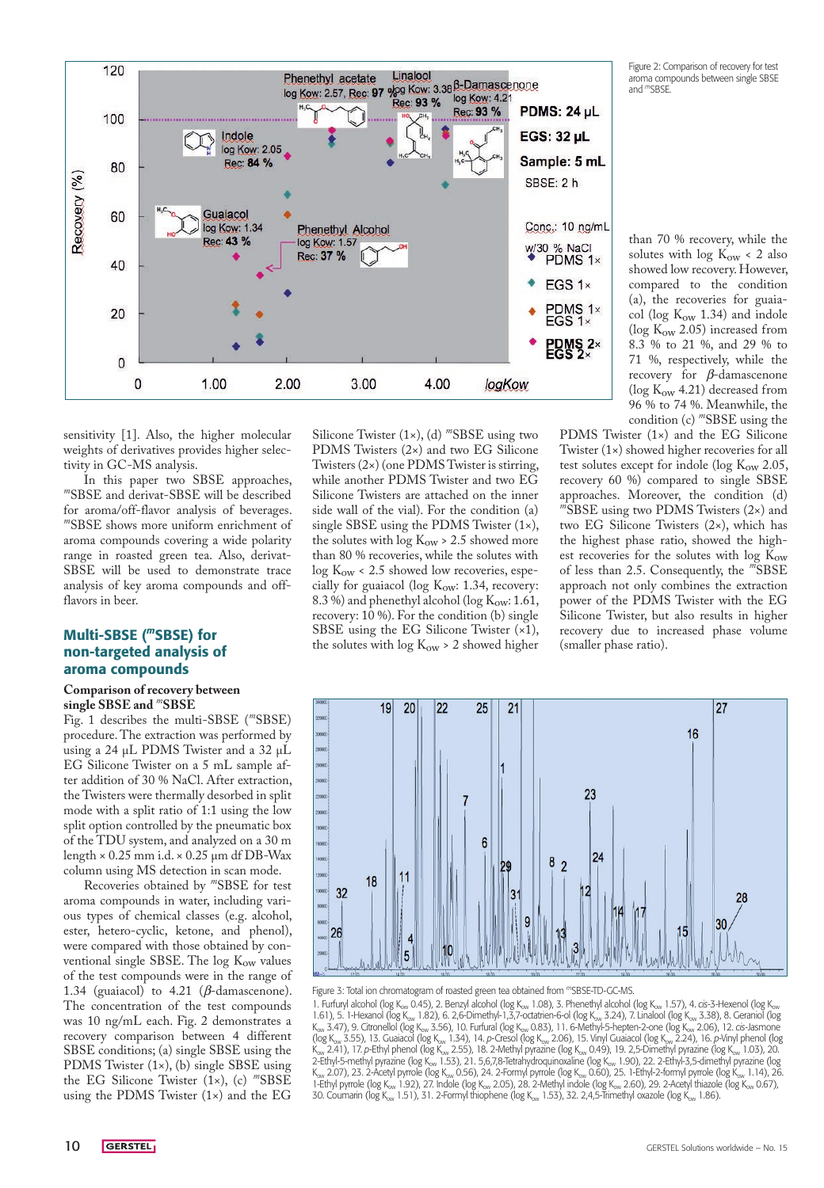Figure 2: Comparison of recovery for test aroma compounds between single SBSE and $^{m}$SBSE.

sensitivity [1]. Also, the higher molecular weights of derivatives provides higher selectivity in GC-MS analysis.

In this paper two SBSE approaches, $^{m}$SBSE and derivat-SBSE will be described for aroma/off-flavor analysis of beverages. $^{m}$SBSE shows more uniform enrichment of aroma compounds covering a wide polarity range in roasted green tea. Also, derivat-SBSE will be used to demonstrate trace analysis of key aroma compounds and off-flavors in beer.

## Multi-SBSE ($^{m}$SBSE) for non-targeted analysis of aroma compounds

### Comparison of recovery between single SBSE and $^{m}$SBSE

Fig. 1 describes the multi-SBSE ($^{m}$SBSE) procedure. The extraction was performed by using a 24 µL PDMS Twister and a 32 µL EG Silicone Twister on a 5 mL sample after addition of 30 % NaCl. After extraction, the Twisters were thermally desorbed in split mode with a split ratio of 1:1 using the low split option controlled by the pneumatic box of the TDU system, and analyzed on a 30 m length × 0.25 mm i.d. × 0.25 µm df DB-Wax column using MS detection in scan mode.

Recoveries obtained by $^{m}$SBSE for test aroma compounds in water, including various types of chemical classes (e.g. alcohol, ester, hetero-cyclic, ketone, and phenol), were compared with those obtained by conventional single SBSE. The log $K_{ow}$ values of the test compounds were in the range of 1.34 (guaiacol) to 4.21 (*β*-damascenone). The concentration of the test compounds was 10 ng/mL each. Fig. 2 demonstrates a recovery comparison between 4 different SBSE conditions; (a) single SBSE using the PDMS Twister (1×), (b) single SBSE using the EG Silicone Twister (1×), (c) $^{m}$SBSE using the PDMS Twister (1×) and the EG Silicone Twister (1×), (d) $^{m}$SBSE using two PDMS Twisters (2×) and two EG Silicone Twisters (2×) (one PDMS Twister is stirring, while another PDMS Twister and two EG Silicone Twisters are attached on the inner side wall of the vial). For the condition (a) single SBSE using the PDMS Twister (1×), the solutes with log $K_{ow}$ > 2.5 showed more than 80 % recoveries, while the solutes with log $K_{ow}$ < 2.5 showed low recoveries, especially for guaiacol (log $K_{ow}$: 1.34, recovery: 8.3 %) and phenethyl alcohol (log $K_{ow}$: 1.61, recovery: 10 %). For the condition (b) single SBSE using the EG Silicone Twister (×1), the solutes with log $K_{ow}$ > 2 showed higher than 70 % recovery, while the solutes with log $K_{ow}$ < 2 also showed low recovery. However, compared to the condition (a), the recoveries for guaiacol (log $K_{ow}$ 1.34) and indole (log $K_{ow}$ 2.05) increased from 8.3 % to 21 %, and 29 % to 71 %, respectively, while the recovery for *β*-damascenone (log $K_{ow}$ 4.21) decreased from 96 % to 74 %. Meanwhile, the condition (c) $^{m}$SBSE using the PDMS Twister (1×) and the EG Silicone Twister (1×) showed higher recoveries for all test solutes except for indole (log $K_{ow}$ 2.05, recovery 60 %) compared to single SBSE approaches. Moreover, the condition (d) $^{m}$SBSE using two PDMS Twisters (2×) and two EG Silicone Twisters (2×), which has the highest phase ratio, showed the highest recoveries for the solutes with log $K_{ow}$ of less than 2.5. Consequently, the $^{m}$SBSE approach not only combines the extraction power of the PDMS Twister with the EG Silicone Twister, but also results in higher recovery due to increased phase volume (smaller phase ratio).

Figure 3: Total ion chromatogram of roasted green tea obtained from $^{m}$SBSE-TD-GC-MS.

1. Furfuryl alcohol (log $K_{ow}$ 0.45), 2. Benzyl alcohol (log $K_{ow}$ 1.08), 3. Phenethyl alcohol (log $K_{ow}$ 1.57), 4. *cis*-3-Hexenol (log $K_{ow}$ 1.61), 5. 1-Hexanol (log $K_{ow}$ 1.82), 6. 2,6-Dimethyl-1,3,7-octatrien-6-ol (log $K_{ow}$ 3.24), 7. Linalool (log $K_{ow}$ 3.38), 8. Geraniol (log $K_{ow}$ 3.47), 9. Citronellol (log $K_{ow}$ 3.56), 10. Furfural (log $K_{ow}$ 0.83), 11. 6-Methyl-5-hepten-2-one (log $K_{ow}$ 2.06), 12. *cis*-Jasmone (log $K_{ow}$ 3.55), 13. Guaiacol (log $K_{ow}$ 1.34), 14. *p*-Cresol (log $K_{ow}$ 2.06), 15. Vinyl Guaiacol (log $K_{ow}$ 2.24), 16. *p*-Vinyl phenol (log $K_{ow}$ 2.41), 17. *p*-Ethyl phenol (log $K_{ow}$ 2.55), 18. 2-Methyl pyrazine (log $K_{ow}$ 0.49), 19. 2,5-Dimethyl pyrazine (log $K_{ow}$ 1.03), 20. 2-Ethyl-5-methyl pyrazine (log $K_{ow}$ 1.53), 21. 5,6,7,8-Tetrahydroquinoxaline (log $K_{ow}$ 1.90), 22. 2-Ethyl-3,5-dimethyl pyrazine (log $K_{ow}$ 2.07), 23. 2-Acetyl pyrrole (log $K_{ow}$ 0.56), 24. 2-Formyl pyrrole (log $K_{ow}$ 0.60), 25. 1-Ethyl-2-formyl pyrrole (log $K_{ow}$ 1.14), 26. 1-Ethyl pyrrole (log $K_{ow}$ 1.92), 27. Indole (log $K_{ow}$ 2.05), 28. 2-Methyl indole (log $K_{ow}$ 2.60), 29. 2-Acetyl thiazole (log $K_{ow}$ 0.67), 30. Coumarin (log $K_{ow}$ 1.51), 31. 2-Formyl thiophene (log $K_{ow}$ 1.53), 32. 2,4,5-Trimethyl oxazole (log $K_{ow}$ 1.86).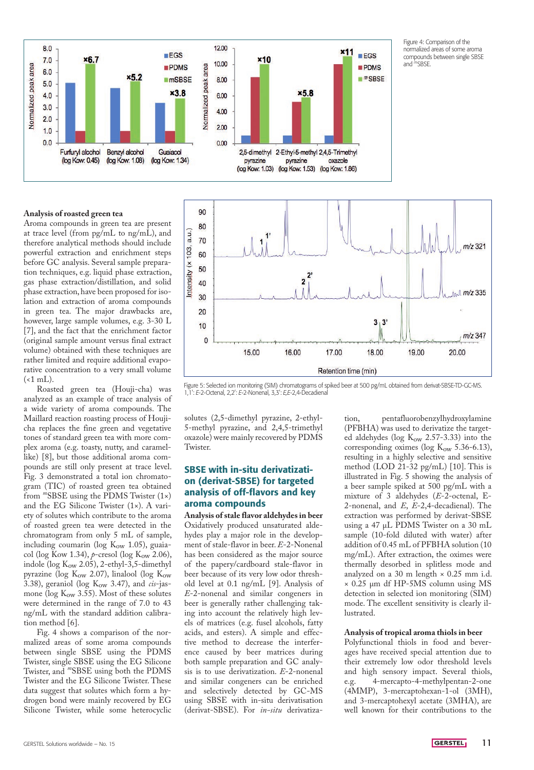Figure 4: Comparison of the normalized areas of some aroma compounds between single SBSE and $^{m}$SBSE.

Figure 5: Selected ion monitoring (SIM) chromatograms of spiked beer at 500 pg/mL obtained from derivat-SBSE-TD-GC-MS. 1,1': *E*-2-Octenal, 2,2': *E*-2-Nonenal, 3,3': *E,E*-2,4-Decadienal

**Analysis of roasted green tea**

Aroma compounds in green tea are present at trace level (from pg/mL to ng/mL), and therefore analytical methods should include powerful extraction and enrichment steps before GC analysis. Several sample preparation techniques, e.g. liquid phase extraction, gas phase extraction/distillation, and solid phase extraction, have been proposed for isolation and extraction of aroma compounds in green tea. The major drawbacks are, however, large sample volumes, e.g. 3-30 L [7], and the fact that the enrichment factor (original sample amount versus final extract volume) obtained with these techniques are rather limited and require additional evaporative concentration to a very small volume (<1 mL).

Roasted green tea (Houji-cha) was analyzed as an example of trace analysis of a wide variety of aroma compounds. The Maillard reaction roasting process of Houji-cha replaces the fine green and vegetative tones of standard green tea with more complex aroma (e.g. toasty, nutty, and caramel-like) [8], but those additional aroma compounds are still only present at trace level. Fig. 3 demonstrated a total ion chromatogram (TIC) of roasted green tea obtained from $^{m}$SBSE using the PDMS Twister (1×) and the EG Silicone Twister (1×). A variety of solutes which contribute to the aroma of roasted green tea were detected in the chromatogram from only 5 mL of sample, including coumarin (log $K_{ow}$ 1.05), guaiacol (log Kow 1.34), *p*-cresol (log $K_{ow}$ 2.06), indole (log $K_{ow}$ 2.05), 2-ethyl-3,5-dimethyl pyrazine (log $K_{ow}$ 2.07), linalool (log $K_{ow}$ 3.38), geraniol (log $K_{ow}$ 3.47), and *cis*-jasmone (log $K_{ow}$ 3.55). Most of these solutes were determined in the range of 7.0 to 43 ng/mL with the standard addition calibration method [6].

Fig. 4 shows a comparison of the normalized areas of some aroma compounds between single SBSE using the PDMS Twister, single SBSE using the EG Silicone Twister, and $^{m}$SBSE using both the PDMS Twister and the EG Silicone Twister. These data suggest that solutes which form a hydrogen bond were mainly recovered by EG Silicone Twister, while some heterocyclic solutes (2,5-dimethyl pyrazine, 2-ethyl-5-methyl pyrazine, and 2,4,5-trimethyl oxazole) were mainly recovered by PDMS Twister.

## SBSE with in-situ derivatization (derivat-SBSE) for targeted analysis of off-flavors and key aroma compounds

**Analysis of stale flavor aldehydes in beer**

Oxidatively produced unsaturated aldehydes play a major role in the development of stale-flavor in beer. *E*-2-Nonenal has been considered as the major source of the papery/cardboard stale-flavor in beer because of its very low odor threshold level at 0.1 ng/mL [9]. Analysis of *E*-2-nonenal and similar congeners in beer is generally rather challenging taking into account the relatively high levels of matrices (e.g. fusel alcohols, fatty acids, and esters). A simple and effective method to decrease the interference caused by beer matrices during both sample preparation and GC analysis is to use derivatization. *E*-2-nonenal and similar congeners can be enriched and selectively detected by GC-MS using SBSE with in-situ derivatisation (derivat-SBSE). For *in-situ* derivatization, pentafluorobenzylhydroxylamine (PFBHA) was used to derivatize the targeted aldehydes (log $K_{ow}$ 2.57-3.33) into the corresponding oximes (log $K_{ow}$ 5.36-6.13), resulting in a highly selective and sensitive method (LOD 21-32 pg/mL) [10]. This is illustrated in Fig. 5 showing the analysis of a beer sample spiked at 500 pg/mL with a mixture of 3 aldehydes (*E*-2-octenal, E-2-nonenal, and *E*, *E*-2,4-decadienal). The extraction was performed by derivat-SBSE using a 47 µL PDMS Twister on a 30 mL sample (10-fold diluted with water) after addition of 0.45 mL of PFBHA solution (10 mg/mL). After extraction, the oximes were thermally desorbed in splitless mode and analyzed on a 30 m length × 0.25 mm i.d. × 0.25 µm df HP-5MS column using MS detection in selected ion monitoring (SIM) mode. The excellent sensitivity is clearly illustrated.

**Analysis of tropical aroma thiols in beer**

Polyfunctional thiols in food and beverages have received special attention due to their extremely low odor threshold levels and high sensory impact. Several thiols, e.g. 4-mercapto-4-methylpentan-2-one (4MMP), 3-mercaptohexan-1-ol (3MH), and 3-mercaptohexyl acetate (3MHA), are well known for their contributions to the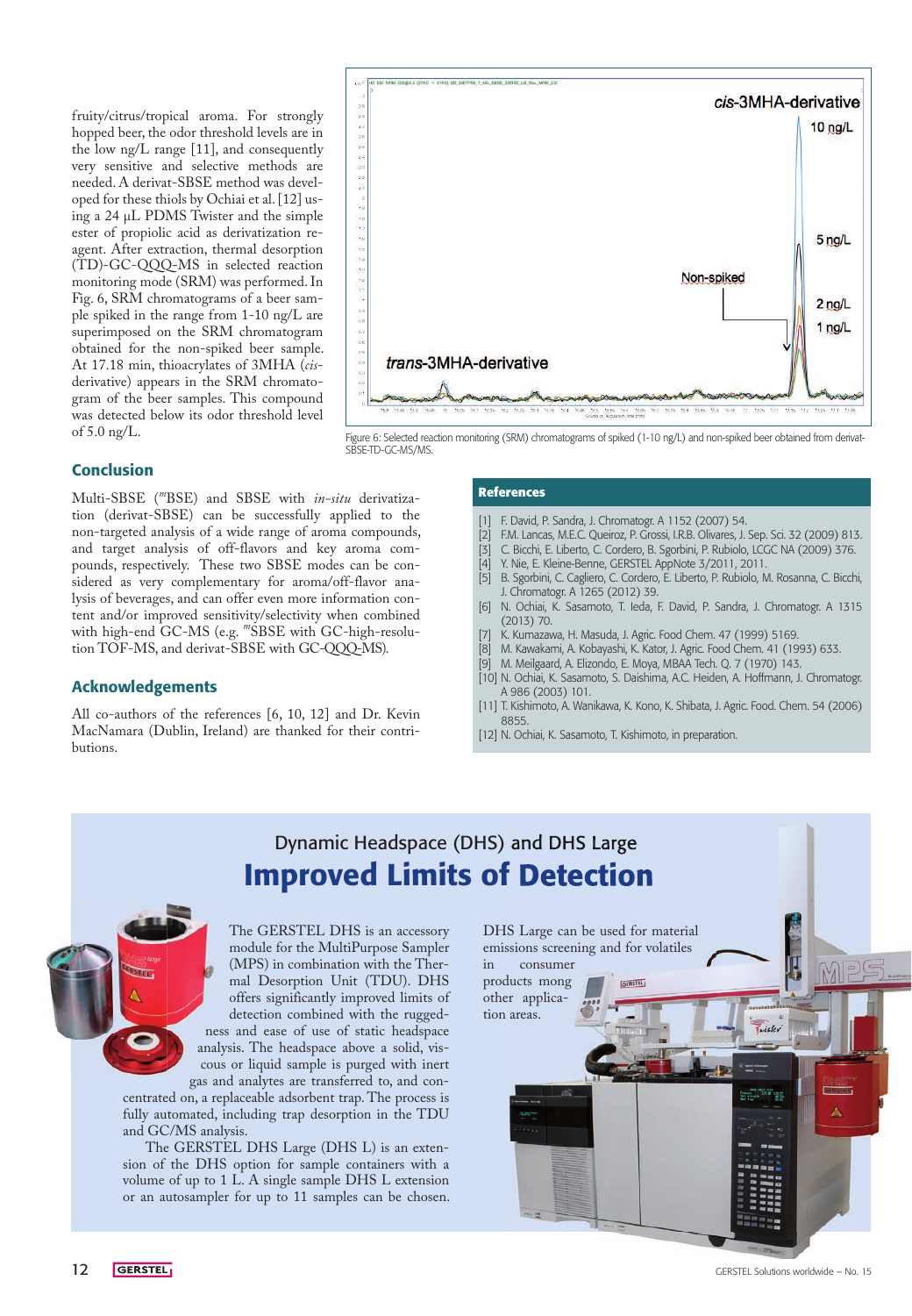fruity/citrus/tropical aroma. For strongly hopped beer, the odor threshold levels are in the low ng/L range [11], and consequently very sensitive and selective methods are needed. A derivat-SBSE method was developed for these thiols by Ochiai et al. [12] using a 24 µL PDMS Twister and the simple ester of propiolic acid as derivatization reagent. After extraction, thermal desorption (TD)-GC-QQQ-MS in selected reaction monitoring mode (SRM) was performed. In Fig. 6, SRM chromatograms of a beer sample spiked in the range from 1-10 ng/L are superimposed on the SRM chromatogram obtained for the non-spiked beer sample. At 17.18 min, thioacrylates of 3MHA (*cis*-derivative) appears in the SRM chromatogram of the beer samples. This compound was detected below its odor threshold level of 5.0 ng/L.

*cis*-3MHA-derivative

10 ng/L

5 ng/L

2 ng/L

1 ng/L

Non-spiked

*trans*-3MHA-derivative

Figure 6: Selected reaction monitoring (SRM) chromatograms of spiked (1-10 ng/L) and non-spiked beer obtained from derivat-SBSE-TD-GC-MS/MS.

## Conclusion

Multi-SBSE ($^{m}$SBSE) and SBSE with *in-situ* derivatization (derivat-SBSE) can be successfully applied to the non-targeted analysis of a wide range of aroma compounds, and target analysis of off-flavors and key aroma compounds, respectively. These two SBSE modes can be considered as very complementary for aroma/off-flavor analysis of beverages, and can offer even more information content and/or improved sensitivity/selectivity when combined with high-end GC-MS (e.g. $^{m}$SBSE with GC-high-resolution TOF-MS, and derivat-SBSE with GC-QQQ-MS).

## Acknowledgements

All co-authors of the references [6, 10, 12] and Dr. Kevin MacNamara (Dublin, Ireland) are thanked for their contributions.

## References

[1] F. David, P. Sandra, J. Chromatogr. A 1152 (2007) 54.
[2] F.M. Lancas, M.E.C. Queiroz, P. Grossi, I.R.B. Olivares, J. Sep. Sci. 32 (2009) 813.
[3] C. Bicchi, E. Liberto, C. Cordero, B. Sgorbini, P. Rubiolo, LCGC NA (2009) 376.
[4] Y. Nie, E. Kleine-Benne, GERSTEL AppNote 3/2011, 2011.
[5] B. Sgorbini, C. Cagliero, C. Cordero, E. Liberto, P. Rubiolo, M. Rosanna, C. Bicchi, J. Chromatogr. A 1265 (2012) 39.
[6] N. Ochiai, K. Sasamoto, T. Ieda, F. David, P. Sandra, J. Chromatogr. A 1315 (2013) 70.
[7] K. Kumazawa, H. Masuda, J. Agric. Food Chem. 47 (1999) 5169.
[8] M. Kawakami, A. Kobayashi, K. Kator, J. Agric. Food Chem. 41 (1993) 633.
[9] M. Meilgaard, A. Elizondo, E. Moya, MBAA Tech. Q. 7 (1970) 143.
[10] N. Ochiai, K. Sasamoto, S. Daishima, A.C. Heiden, A. Hoffmann, J. Chromatogr. A 986 (2003) 101.
[11] T. Kishimoto, A. Wanikawa, K. Kono, K. Shibata, J. Agric. Food. Chem. 54 (2006) 8855.
[12] N. Ochiai, K. Sasamoto, T. Kishimoto, in preparation.

## Dynamic Headspace (DHS) and DHS Large

# Improved Limits of Detection

The GERSTEL DHS is an accessory module for the MultiPurpose Sampler (MPS) in combination with the Thermal Desorption Unit (TDU). DHS offers significantly improved limits of detection combined with the ruggedness and ease of use of static headspace analysis. The headspace above a solid, viscous or liquid sample is purged with inert gas and analytes are transferred to, and concentrated on, a replaceable adsorbent trap. The process is fully automated, including trap desorption in the TDU and GC/MS analysis.

The GERSTEL DHS Large (DHS L) is an extension of the DHS option for sample containers with a volume of up to 1 L. A single sample DHS L extension or an autosampler for up to 11 samples can be chosen.

DHS Large can be used for material emissions screening and for volatiles in consumer products mong other application areas.